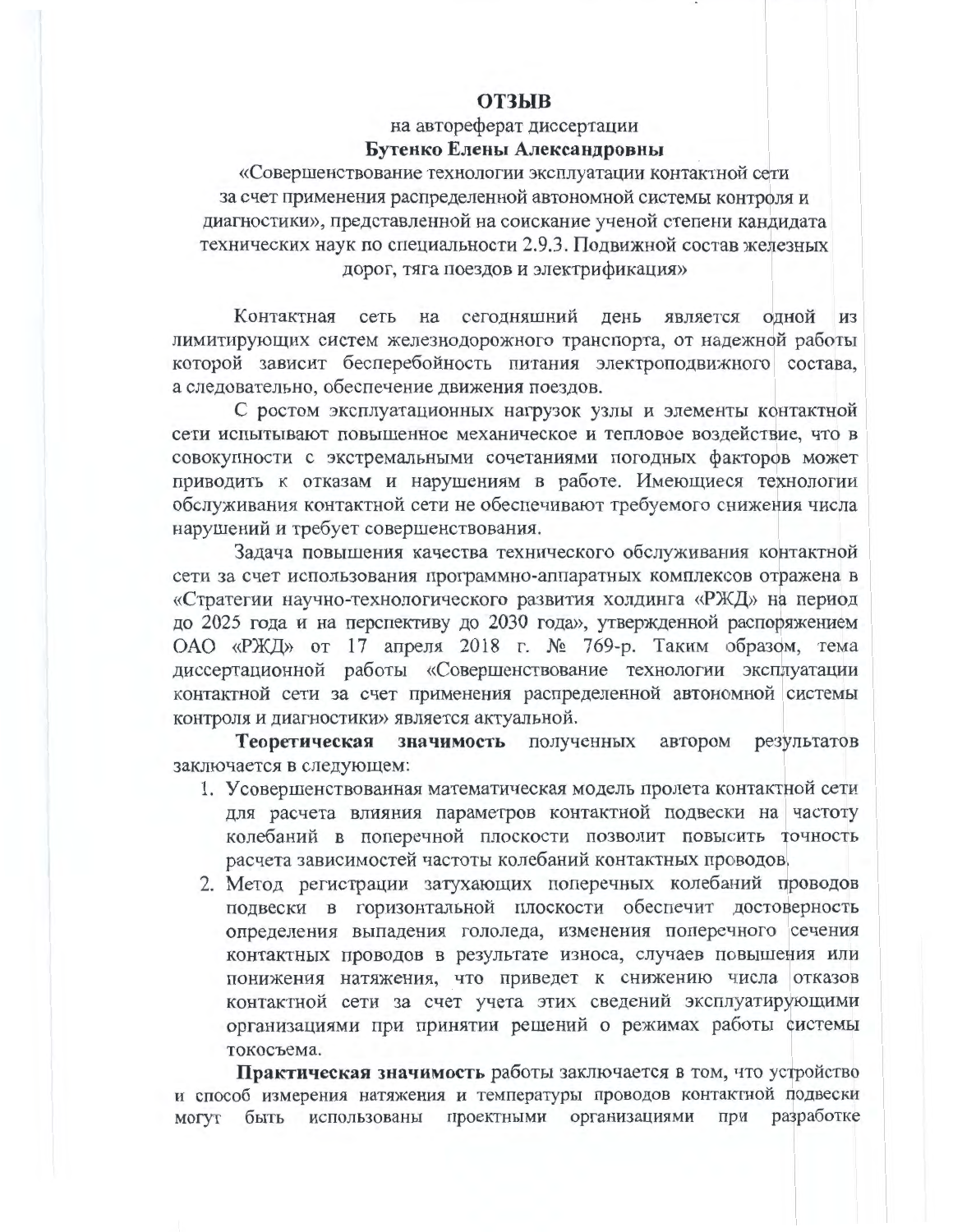# ОТЗЫВ

на автореферат диссертации

**Бутенко Елены Александровны**

«Совершенствование технологии эксплуатации контактной сети за счет применения распределенной автономной системы контроля и диагностики», представленной на соискание ученой степени кандидата технических наук по специальности 2.9.3. Подвижной состав железных дорог, тяга поездов и электрификация»

Контактная сеть на сегодняшний день является одной из лимитирующих систем железнодорожного транспорта, от надежной работы которой зависит бесперебойность питания электроподвижного состава, а следовательно, обеспечение движения поездов.

С ростом эксплуатационных нагрузок узлы и элементы контактной сети испытывают повышенное механическое и тепловое воздействие, что в совокупности с экстремальными сочетаниями погодных факторов может приводить к отказам и нарушениям в работе. Имеющиеся технологии обслуживания контактной сети не обеспечивают требуемого снижения числа нарушений и требует совершенствования.

Задача повышения качества технического обслуживания контактной сети за счет использования программно-аппаратных комплексов отражена в «Стратегии научно-технологического развития холдинга «РЖД» на период до 2025 года и на перспективу до 2030 года», утвержденной распоряжением ОАО «РЖД» от 17 апреля 2018 г. № 769-р. Таким образом, тема диссертационной работы «Совершенствование технологии эксплуатации контактной сети за счет применения распределенной автономной системы контроля и диагностики» является актуальной.

**Теоретическая значимость** полученных автором результатов заключается в следующем:

1. Усовершенствованная математическая модель пролета контактной сети для расчета влияния параметров контактной подвески на частоту колебаний в поперечной плоскости позволит повысить точность расчета зависимостей частоты колебаний контактных проводов.
2. Метод регистрации затухающих поперечных колебаний проводов подвески в горизонтальной плоскости обеспечит достоверность определения выпадения гололеда, изменения поперечного сечения контактных проводов в результате износа, случаев повышения или понижения натяжения, что приведет к снижению числа отказов контактной сети за счет учета этих сведений эксплуатирующими организациями при принятии решений о режимах работы системы токосъема.

**Практическая значимость** работы заключается в том, что устройство и способ измерения натяжения и температуры проводов контактной подвески могут быть использованы проектными организациями при разработке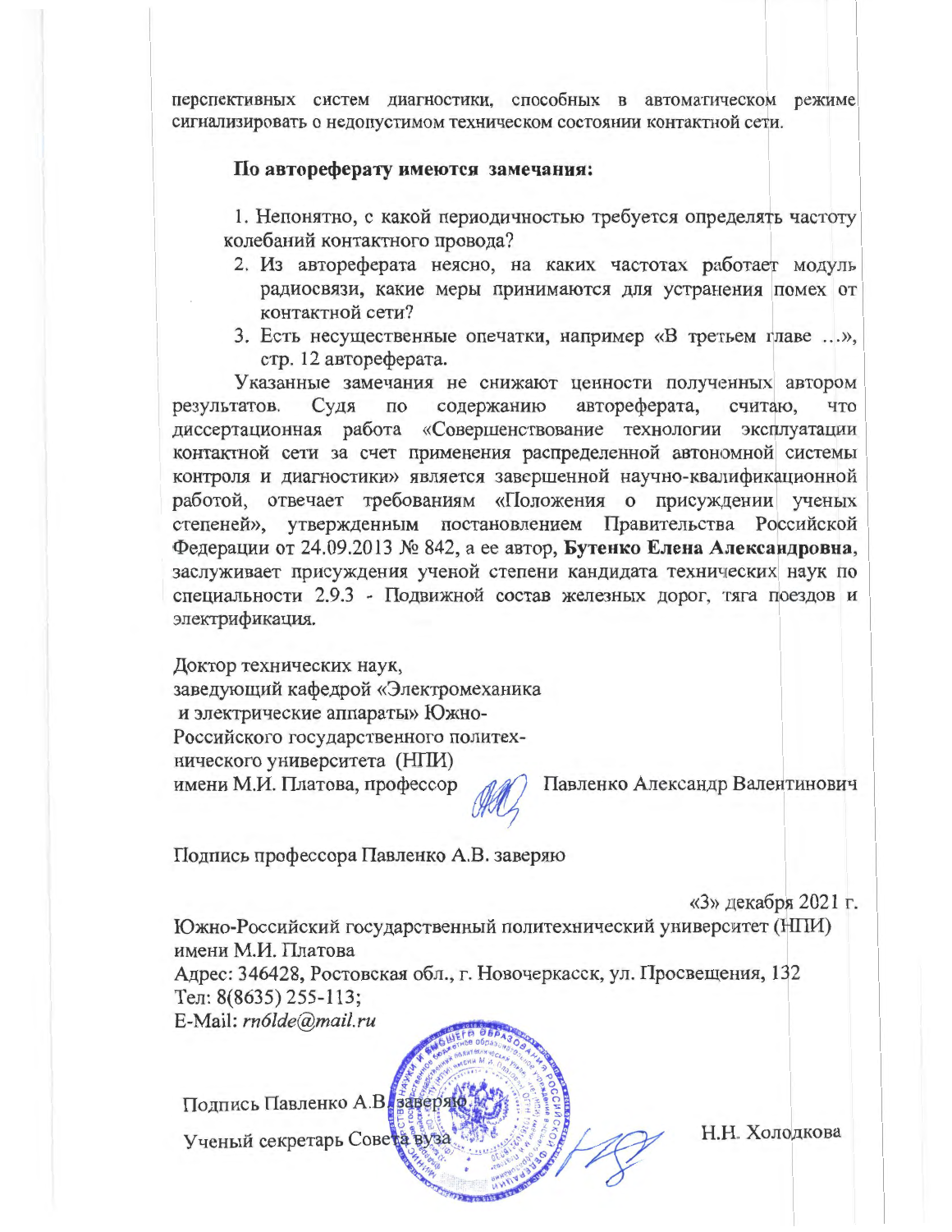перспективных систем диагностики, способных в автоматическом режиме сигнализировать о недопустимом техническом состоянии контактной сети.

**По автореферату имеются замечания:**

1. Непонятно, с какой периодичностью требуется определять частоту колебаний контактного провода?
2. Из автореферата неясно, на каких частотах работает модуль радиосвязи, какие меры принимаются для устранения помех от контактной сети?
3. Есть несущественные опечатки, например «В третьем главе …», стр. 12 автореферата.

Указанные замечания не снижают ценности полученных автором результатов. Судя по содержанию автореферата, считаю, что диссертационная работа «Совершенствование технологии эксплуатации контактной сети за счет применения распределенной автономной системы контроля и диагностики» является завершенной научно-квалификационной работой, отвечает требованиям «Положения о присуждении ученых степеней», утвержденным постановлением Правительства Российской Федерации от 24.09.2013 № 842, а ее автор, **Бутенко Елена Александровна**, заслуживает присуждения ученой степени кандидата технических наук по специальности 2.9.3 - Подвижной состав железных дорог, тяга поездов и электрификация.

Доктор технических наук,
заведующий кафедрой «Электромеханика и электрические аппараты» Южно-Российского государственного политехнического университета (НПИ) имени М.И. Платова, профессор — Павленко Александр Валентинович

Подпись профессора Павленко А.В. заверяю

«3» декабря 2021 г.

Южно-Российский государственный политехнический университет (НПИ) имени М.И. Платова
Адрес: 346428, Ростовская обл., г. Новочеркасск, ул. Просвещения, 132
Тел: 8(8635) 255-113;
E-Mail: *rn6lde@mail.ru*

Подпись Павленко А.В. заверяю
Ученый секретарь Совета вуза — Н.Н. Холодкова